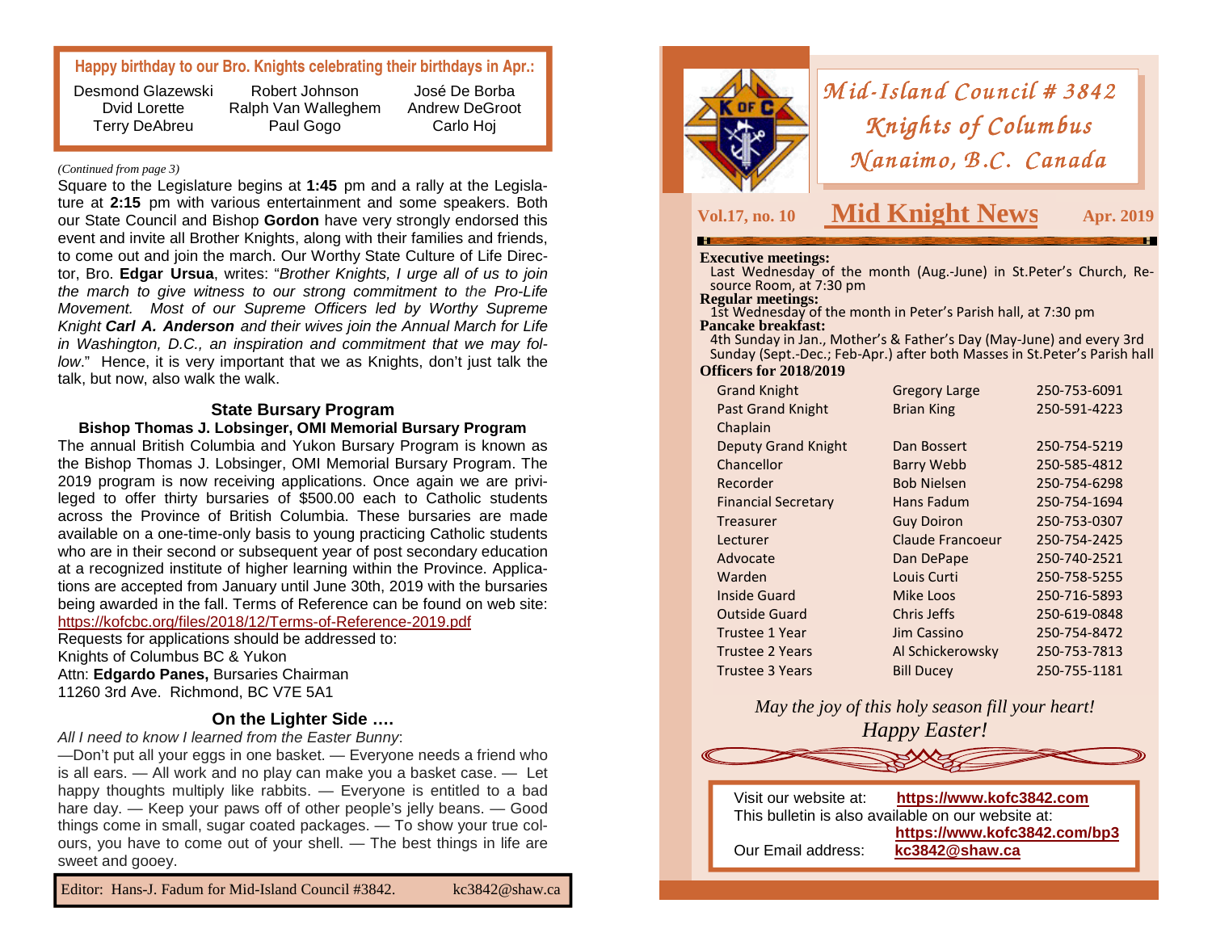**Happy birthday to our Bro. Knights celebrating their birthdays in Apr.:**

| | | |
|---|---|---|
| Desmond Glazewski | Robert Johnson | José De Borba |
| Dvid Lorette | Ralph Van Walleghem | Andrew DeGroot |
| Terry DeAbreu | Paul Gogo | Carlo Hoj |

*(Continued from page 3)*

Square to the Legislature begins at **1:45** pm and a rally at the Legislature at **2:15** pm with various entertainment and some speakers. Both our State Council and Bishop **Gordon** have very strongly endorsed this event and invite all Brother Knights, along with their families and friends, to come out and join the march. Our Worthy State Culture of Life Director, Bro. **Edgar Ursua**, writes: "*Brother Knights, I urge all of us to join the march to give witness to our strong commitment to the Pro-Life Movement. Most of our Supreme Officers led by Worthy Supreme Knight **Carl A. Anderson** and their wives join the Annual March for Life in Washington, D.C., an inspiration and commitment that we may follow*." Hence, it is very important that we as Knights, don't just talk the talk, but now, also walk the walk.

## State Bursary Program

### Bishop Thomas J. Lobsinger, OMI Memorial Bursary Program

The annual British Columbia and Yukon Bursary Program is known as the Bishop Thomas J. Lobsinger, OMI Memorial Bursary Program. The 2019 program is now receiving applications. Once again we are privileged to offer thirty bursaries of $500.00 each to Catholic students across the Province of British Columbia. These bursaries are made available on a one-time-only basis to young practicing Catholic students who are in their second or subsequent year of post secondary education at a recognized institute of higher learning within the Province. Applications are accepted from January until June 30th, 2019 with the bursaries being awarded in the fall. Terms of Reference can be found on web site: https://kofcbc.org/files/2018/12/Terms-of-Reference-2019.pdf

Requests for applications should be addressed to:
Knights of Columbus BC & Yukon
Attn: **Edgardo Panes,** Bursaries Chairman
11260 3rd Ave. Richmond, BC V7E 5A1

## On the Lighter Side ….

*All I need to know I learned from the Easter Bunny*:

—Don't put all your eggs in one basket. — Everyone needs a friend who is all ears. — All work and no play can make you a basket case. — Let happy thoughts multiply like rabbits. — Everyone is entitled to a bad hare day. — Keep your paws off of other people's jelly beans. — Good things come in small, sugar coated packages. — To show your true colours, you have to come out of your shell. — The best things in life are sweet and gooey.

Editor: Hans-J. Fadum for Mid-Island Council #3842. kc3842@shaw.ca

# Mid-Island Council # 3842
# Knights of Columbus
# Nanaimo, B.C. Canada

**Vol.17, no. 10** — **Mid Knight News** — **Apr. 2019**

**Executive meetings:**
Last Wednesday of the month (Aug.-June) in St.Peter's Church, Resource Room, at 7:30 pm

**Regular meetings:**
1st Wednesday of the month in Peter's Parish hall, at 7:30 pm

**Pancake breakfast:**
4th Sunday in Jan., Mother's & Father's Day (May-June) and every 3rd Sunday (Sept.-Dec.; Feb-Apr.) after both Masses in St.Peter's Parish hall

**Officers for 2018/2019**

| Office | Name | Phone |
|---|---|---|
| Grand Knight | Gregory Large | 250-753-6091 |
| Past Grand Knight | Brian King | 250-591-4223 |
| Chaplain | | |
| Deputy Grand Knight | Dan Bossert | 250-754-5219 |
| Chancellor | Barry Webb | 250-585-4812 |
| Recorder | Bob Nielsen | 250-754-6298 |
| Financial Secretary | Hans Fadum | 250-754-1694 |
| Treasurer | Guy Doiron | 250-753-0307 |
| Lecturer | Claude Francoeur | 250-754-2425 |
| Advocate | Dan DePape | 250-740-2521 |
| Warden | Louis Curti | 250-758-5255 |
| Inside Guard | Mike Loos | 250-716-5893 |
| Outside Guard | Chris Jeffs | 250-619-0848 |
| Trustee 1 Year | Jim Cassino | 250-754-8472 |
| Trustee 2 Years | Al Schickerowsky | 250-753-7813 |
| Trustee 3 Years | Bill Ducey | 250-755-1181 |

*May the joy of this holy season fill your heart!*
*Happy Easter!*

Visit our website at: **https://www.kofc3842.com**
This bulletin is also available on our website at: **https://www.kofc3842.com/bp3**
Our Email address: **kc3842@shaw.ca**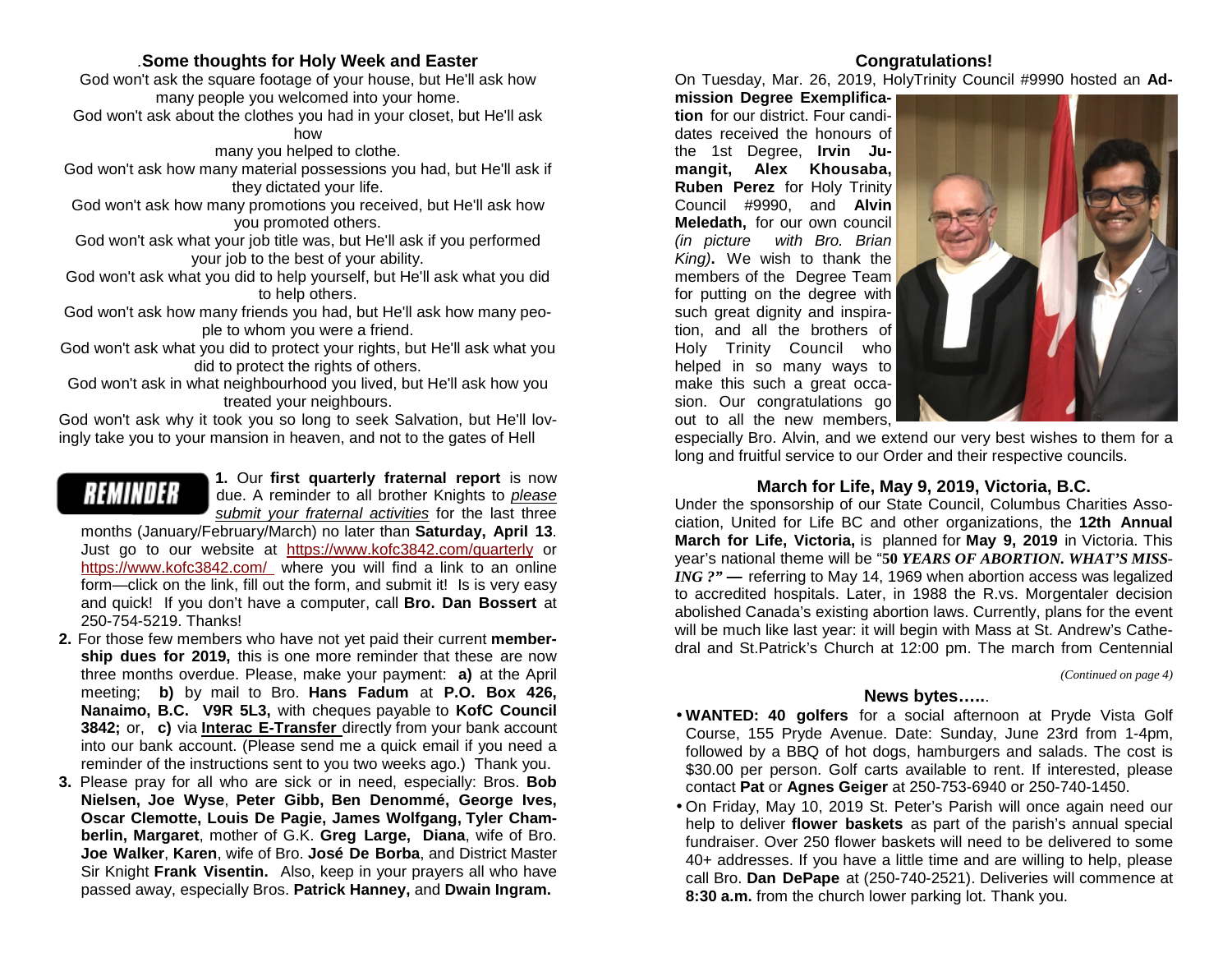### .Some thoughts for Holy Week and Easter

God won't ask the square footage of your house, but He'll ask how many people you welcomed into your home.

God won't ask about the clothes you had in your closet, but He'll ask how many you helped to clothe.

God won't ask how many material possessions you had, but He'll ask if they dictated your life.

God won't ask how many promotions you received, but He'll ask how you promoted others.

God won't ask what your job title was, but He'll ask if you performed your job to the best of your ability.

God won't ask what you did to help yourself, but He'll ask what you did to help others.

God won't ask how many friends you had, but He'll ask how many people to whom you were a friend.

God won't ask what you did to protect your rights, but He'll ask what you did to protect the rights of others.

God won't ask in what neighbourhood you lived, but He'll ask how you treated your neighbours.

God won't ask why it took you so long to seek Salvation, but He'll lovingly take you to your mansion in heaven, and not to the gates of Hell

**REMINDER**

1. Our **first quarterly fraternal report** is now due. A reminder to all brother Knights to *please submit your fraternal activities* for the last three months (January/February/March) no later than **Saturday, April 13**. Just go to our website at https://www.kofc3842.com/quarterly or https://www.kofc3842.com/ where you will find a link to an online form—click on the link, fill out the form, and submit it! Is is very easy and quick! If you don't have a computer, call **Bro. Dan Bossert** at 250-754-5219. Thanks!
2. For those few members who have not yet paid their current **membership dues for 2019,** this is one more reminder that these are now three months overdue. Please, make your payment: **a)** at the April meeting; **b)** by mail to Bro. **Hans Fadum** at **P.O. Box 426, Nanaimo, B.C. V9R 5L3,** with cheques payable to **KofC Council 3842;** or, **c)** via **Interac E-Transfer** directly from your bank account into our bank account. (Please send me a quick email if you need a reminder of the instructions sent to you two weeks ago.) Thank you.
3. Please pray for all who are sick or in need, especially: Bros. **Bob Nielsen, Joe Wyse**, **Peter Gibb, Ben Denommé, George Ives, Oscar Clemotte, Louis De Pagie, James Wolfgang, Tyler Chamberlin, Margaret**, mother of G.K. **Greg Large, Diana**, wife of Bro. **Joe Walker**, **Karen**, wife of Bro. **José De Borba**, and District Master Sir Knight **Frank Visentin.** Also, keep in your prayers all who have passed away, especially Bros. **Patrick Hanney,** and **Dwain Ingram.**

### Congratulations!

On Tuesday, Mar. 26, 2019, HolyTrinity Council #9990 hosted an **Admission Degree Exemplification** for our district. Four candidates received the honours of the 1st Degree, **Irvin Jumangit, Alex Khousaba, Ruben Perez** for Holy Trinity Council #9990, and **Alvin Meledath,** for our own council *(in picture with Bro. Brian King)***.** We wish to thank the members of the Degree Team for putting on the degree with such great dignity and inspiration, and all the brothers of Holy Trinity Council who helped in so many ways to make this such a great occasion. Our congratulations go out to all the new members, especially Bro. Alvin, and we extend our very best wishes to them for a long and fruitful service to our Order and their respective councils.

### March for Life, May 9, 2019, Victoria, B.C.

Under the sponsorship of our State Council, Columbus Charities Association, United for Life BC and other organizations, the **12th Annual March for Life, Victoria,** is planned for **May 9, 2019** in Victoria. This year's national theme will be "***50 YEARS OF ABORTION. WHAT'S MISSING ?"* —** referring to May 14, 1969 when abortion access was legalized to accredited hospitals. Later, in 1988 the R.vs. Morgentaler decision abolished Canada's existing abortion laws. Currently, plans for the event will be much like last year: it will begin with Mass at St. Andrew's Cathedral and St.Patrick's Church at 12:00 pm. The march from Centennial

*(Continued on page 4)*

### News bytes…...

- **WANTED: 40 golfers** for a social afternoon at Pryde Vista Golf Course, 155 Pryde Avenue. Date: Sunday, June 23rd from 1-4pm, followed by a BBQ of hot dogs, hamburgers and salads. The cost is $30.00 per person. Golf carts available to rent. If interested, please contact **Pat** or **Agnes Geiger** at 250-753-6940 or 250-740-1450.
- On Friday, May 10, 2019 St. Peter's Parish will once again need our help to deliver **flower baskets** as part of the parish's annual special fundraiser. Over 250 flower baskets will need to be delivered to some 40+ addresses. If you have a little time and are willing to help, please call Bro. **Dan DePape** at (250-740-2521). Deliveries will commence at **8:30 a.m.** from the church lower parking lot. Thank you.